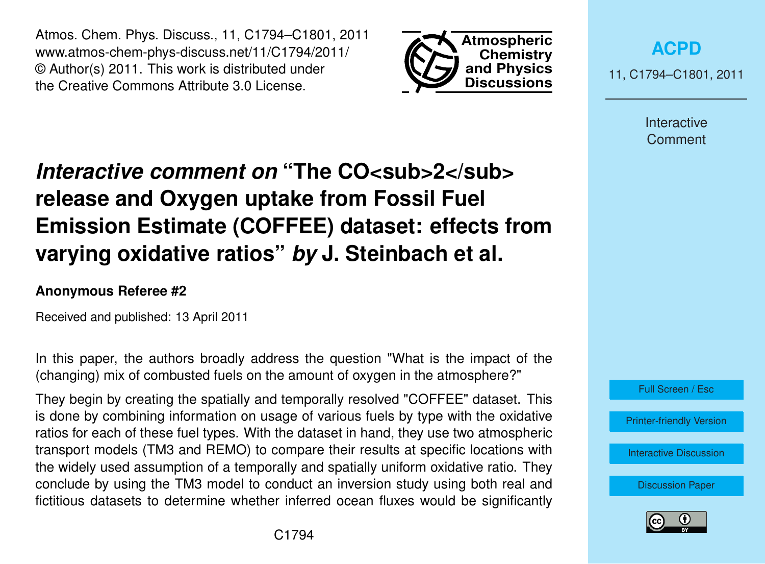# *Interactive comment on* "The $CO_2$ release and Oxygen uptake from Fossil Fuel Emission Estimate (COFFEE) dataset: effects from varying oxidative ratios" *by* J. Steinbach et al.

**Anonymous Referee #2**

Received and published: 13 April 2011

In this paper, the authors broadly address the question "What is the impact of the (changing) mix of combusted fuels on the amount of oxygen in the atmosphere?"

They begin by creating the spatially and temporally resolved "COFFEE" dataset. This is done by combining information on usage of various fuels by type with the oxidative ratios for each of these fuel types. With the dataset in hand, they use two atmospheric transport models (TM3 and REMO) to compare their results at specific locations with the widely used assumption of a temporally and spatially uniform oxidative ratio. They conclude by using the TM3 model to conduct an inversion study using both real and fictitious datasets to determine whether inferred ocean fluxes would be significantly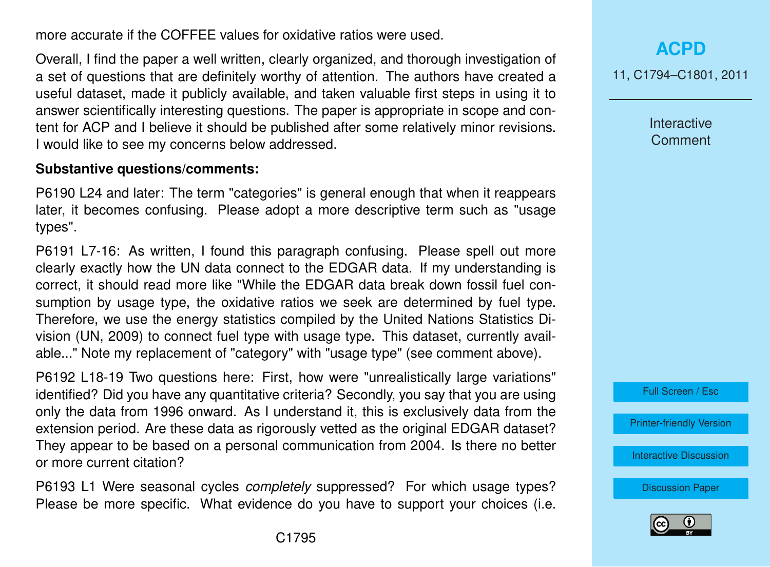more accurate if the COFFEE values for oxidative ratios were used.

Overall, I find the paper a well written, clearly organized, and thorough investigation of a set of questions that are definitely worthy of attention. The authors have created a useful dataset, made it publicly available, and taken valuable first steps in using it to answer scientifically interesting questions. The paper is appropriate in scope and content for ACP and I believe it should be published after some relatively minor revisions. I would like to see my concerns below addressed.

**Substantive questions/comments:**

P6190 L24 and later: The term "categories" is general enough that when it reappears later, it becomes confusing. Please adopt a more descriptive term such as "usage types".

P6191 L7-16: As written, I found this paragraph confusing. Please spell out more clearly exactly how the UN data connect to the EDGAR data. If my understanding is correct, it should read more like "While the EDGAR data break down fossil fuel consumption by usage type, the oxidative ratios we seek are determined by fuel type. Therefore, we use the energy statistics compiled by the United Nations Statistics Division (UN, 2009) to connect fuel type with usage type. This dataset, currently available..." Note my replacement of "category" with "usage type" (see comment above).

P6192 L18-19 Two questions here: First, how were "unrealistically large variations" identified? Did you have any quantitative criteria? Secondly, you say that you are using only the data from 1996 onward. As I understand it, this is exclusively data from the extension period. Are these data as rigorously vetted as the original EDGAR dataset? They appear to be based on a personal communication from 2004. Is there no better or more current citation?

P6193 L1 Were seasonal cycles *completely* suppressed? For which usage types? Please be more specific. What evidence do you have to support your choices (i.e.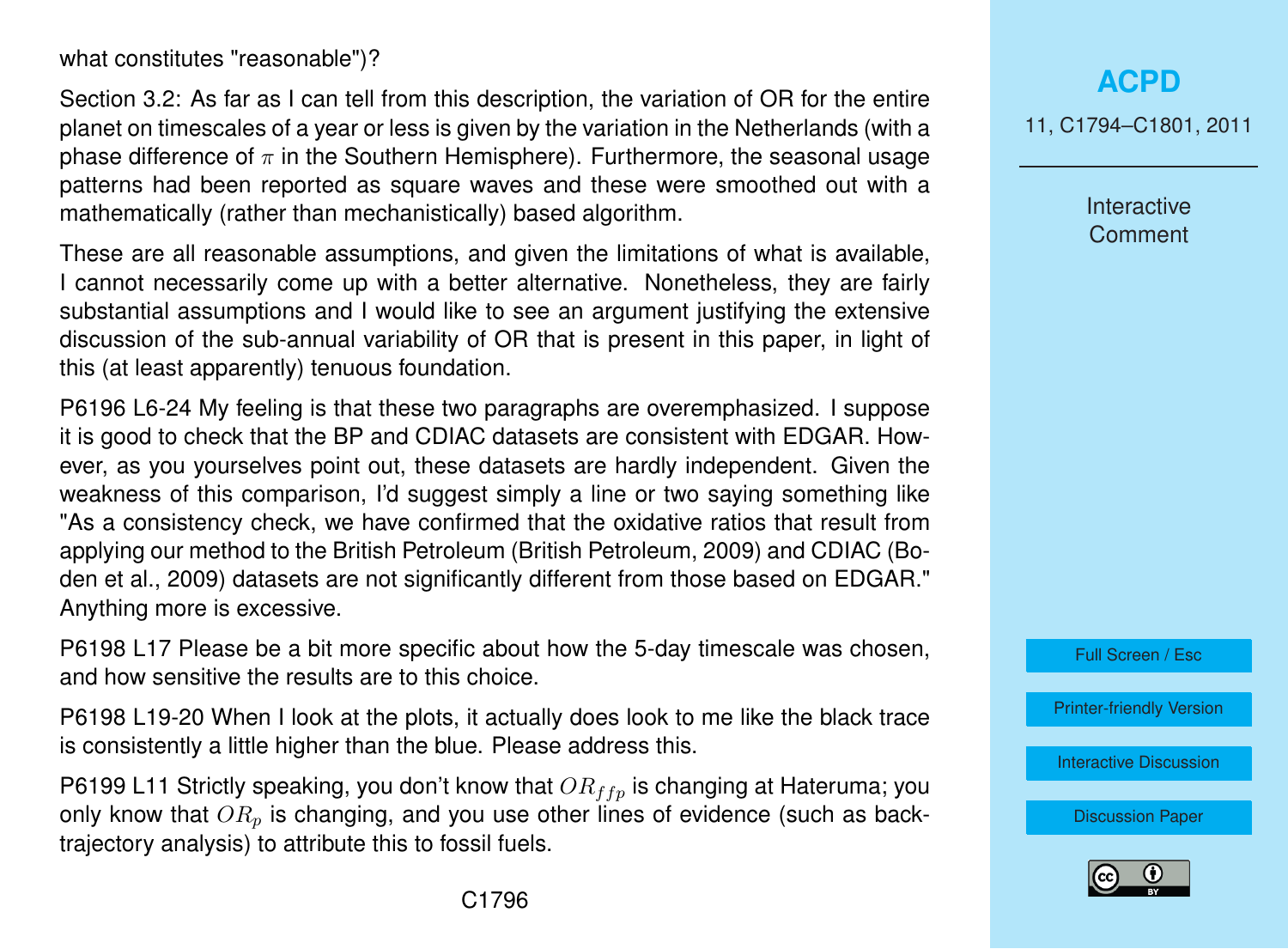what constitutes "reasonable")?

Section 3.2: As far as I can tell from this description, the variation of OR for the entire planet on timescales of a year or less is given by the variation in the Netherlands (with a phase difference of $\pi$ in the Southern Hemisphere). Furthermore, the seasonal usage patterns had been reported as square waves and these were smoothed out with a mathematically (rather than mechanistically) based algorithm.

These are all reasonable assumptions, and given the limitations of what is available, I cannot necessarily come up with a better alternative. Nonetheless, they are fairly substantial assumptions and I would like to see an argument justifying the extensive discussion of the sub-annual variability of OR that is present in this paper, in light of this (at least apparently) tenuous foundation.

P6196 L6-24 My feeling is that these two paragraphs are overemphasized. I suppose it is good to check that the BP and CDIAC datasets are consistent with EDGAR. However, as you yourselves point out, these datasets are hardly independent. Given the weakness of this comparison, I'd suggest simply a line or two saying something like "As a consistency check, we have confirmed that the oxidative ratios that result from applying our method to the British Petroleum (British Petroleum, 2009) and CDIAC (Boden et al., 2009) datasets are not significantly different from those based on EDGAR." Anything more is excessive.

P6198 L17 Please be a bit more specific about how the 5-day timescale was chosen, and how sensitive the results are to this choice.

P6198 L19-20 When I look at the plots, it actually does look to me like the black trace is consistently a little higher than the blue. Please address this.

P6199 L11 Strictly speaking, you don't know that $OR_{ffp}$ is changing at Hateruma; you only know that $OR_p$ is changing, and you use other lines of evidence (such as back-trajectory analysis) to attribute this to fossil fuels.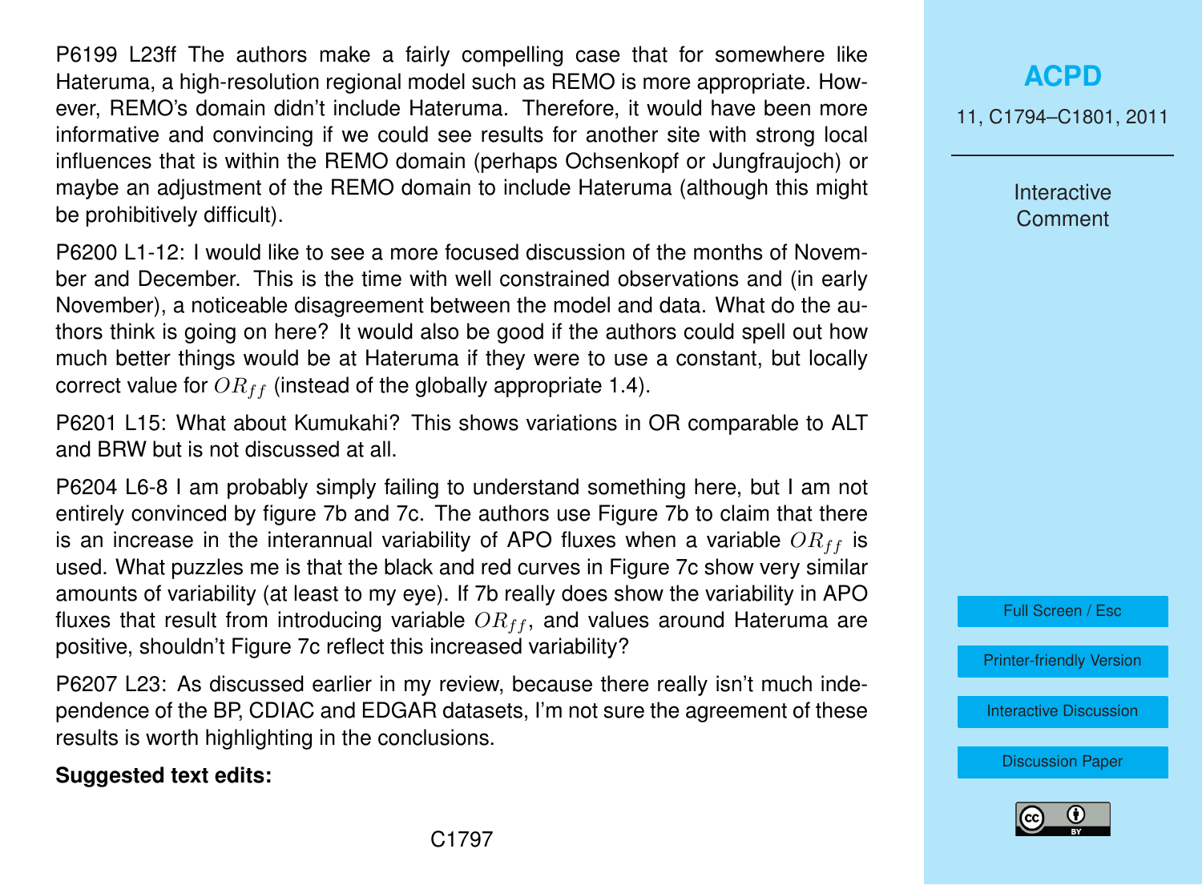P6199 L23ff The authors make a fairly compelling case that for somewhere like Hateruma, a high-resolution regional model such as REMO is more appropriate. However, REMO's domain didn't include Hateruma. Therefore, it would have been more informative and convincing if we could see results for another site with strong local influences that is within the REMO domain (perhaps Ochsenkopf or Jungfraujoch) or maybe an adjustment of the REMO domain to include Hateruma (although this might be prohibitively difficult).

P6200 L1-12: I would like to see a more focused discussion of the months of November and December. This is the time with well constrained observations and (in early November), a noticeable disagreement between the model and data. What do the authors think is going on here? It would also be good if the authors could spell out how much better things would be at Hateruma if they were to use a constant, but locally correct value for $OR_{ff}$ (instead of the globally appropriate 1.4).

P6201 L15: What about Kumukahi? This shows variations in OR comparable to ALT and BRW but is not discussed at all.

P6204 L6-8 I am probably simply failing to understand something here, but I am not entirely convinced by figure 7b and 7c. The authors use Figure 7b to claim that there is an increase in the interannual variability of APO fluxes when a variable $OR_{ff}$ is used. What puzzles me is that the black and red curves in Figure 7c show very similar amounts of variability (at least to my eye). If 7b really does show the variability in APO fluxes that result from introducing variable $OR_{ff}$, and values around Hateruma are positive, shouldn't Figure 7c reflect this increased variability?

P6207 L23: As discussed earlier in my review, because there really isn't much independence of the BP, CDIAC and EDGAR datasets, I'm not sure the agreement of these results is worth highlighting in the conclusions.

**Suggested text edits:**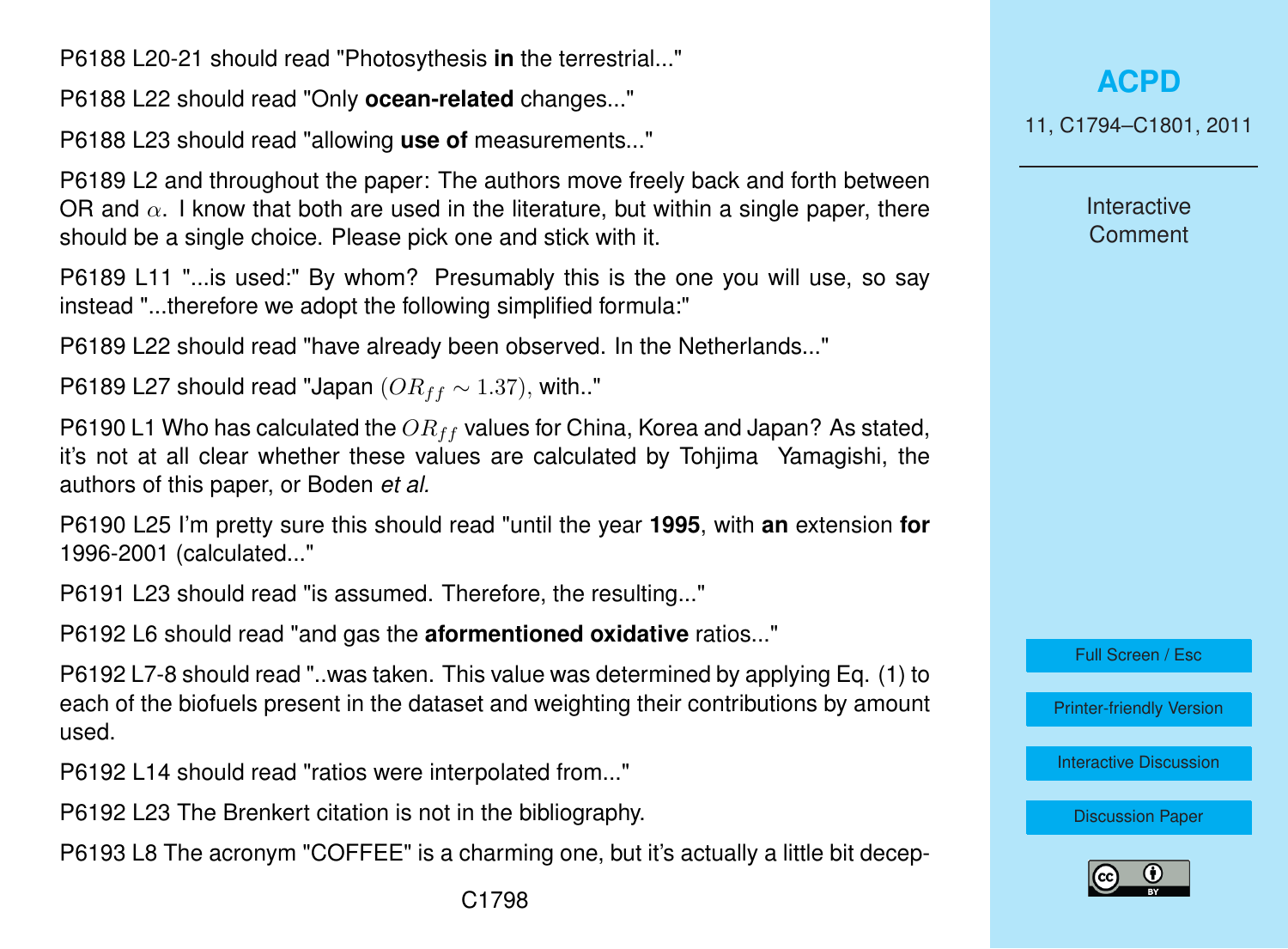P6188 L20-21 should read "Photosythesis **in** the terrestrial..."

P6188 L22 should read "Only **ocean-related** changes..."

P6188 L23 should read "allowing **use of** measurements..."

P6189 L2 and throughout the paper: The authors move freely back and forth between OR and $\alpha$. I know that both are used in the literature, but within a single paper, there should be a single choice. Please pick one and stick with it.

P6189 L11 "...is used:" By whom? Presumably this is the one you will use, so say instead "...therefore we adopt the following simplified formula:"

P6189 L22 should read "have already been observed. In the Netherlands..."

P6189 L27 should read "Japan $(OR_{ff} \sim 1.37)$, with.."

P6190 L1 Who has calculated the $OR_{ff}$ values for China, Korea and Japan? As stated, it's not at all clear whether these values are calculated by Tohjima Yamagishi, the authors of this paper, or Boden *et al.*

P6190 L25 I'm pretty sure this should read "until the year **1995**, with **an** extension **for** 1996-2001 (calculated..."

P6191 L23 should read "is assumed. Therefore, the resulting..."

P6192 L6 should read "and gas the **aformentioned oxidative** ratios..."

P6192 L7-8 should read "..was taken. This value was determined by applying Eq. (1) to each of the biofuels present in the dataset and weighting their contributions by amount used.

P6192 L14 should read "ratios were interpolated from..."

P6192 L23 The Brenkert citation is not in the bibliography.

P6193 L8 The acronym "COFFEE" is a charming one, but it's actually a little bit decep-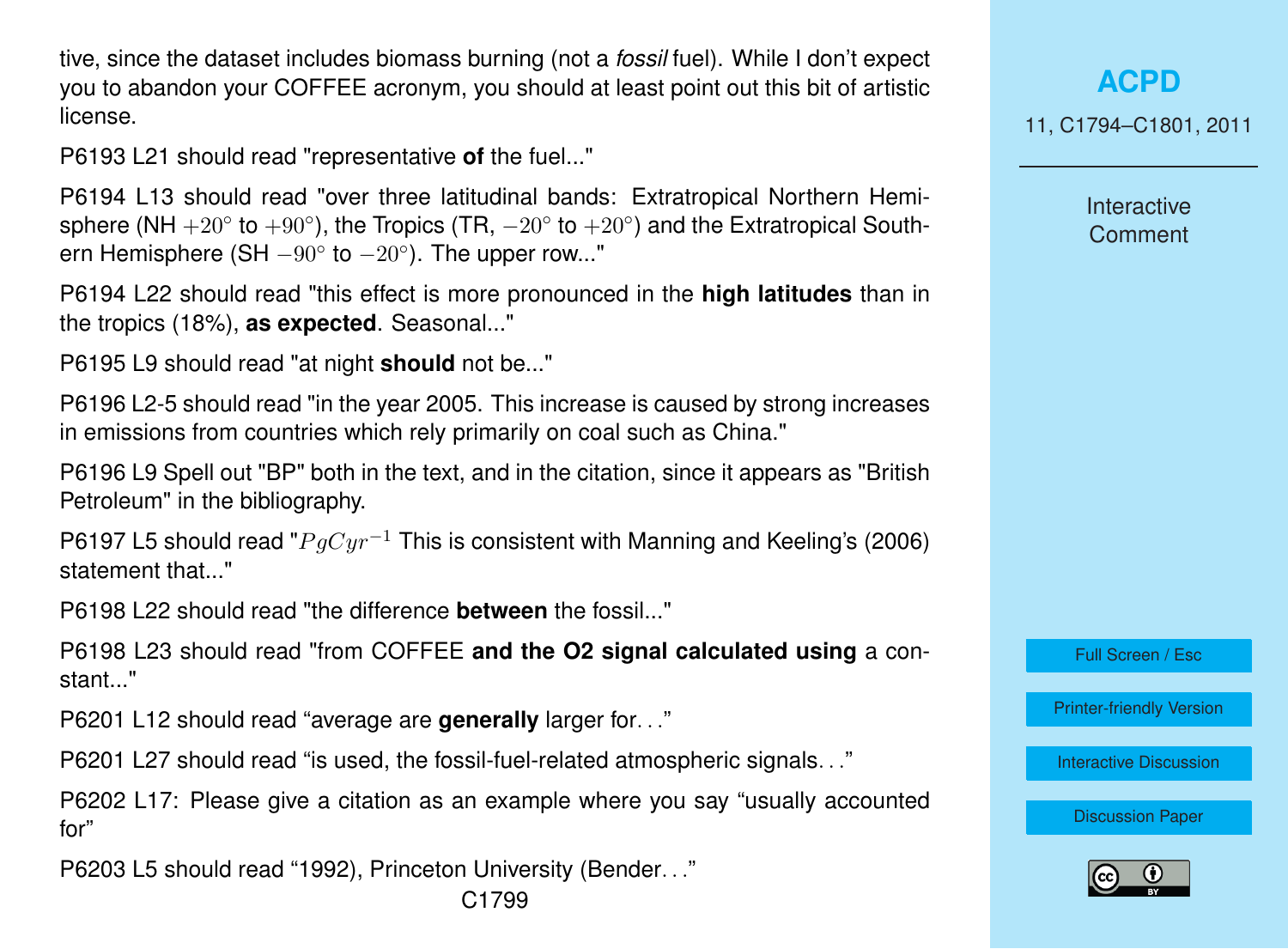tive, since the dataset includes biomass burning (not a *fossil* fuel). While I don't expect you to abandon your COFFEE acronym, you should at least point out this bit of artistic license.

P6193 L21 should read "representative **of** the fuel..."

P6194 L13 should read "over three latitudinal bands: Extratropical Northern Hemisphere (NH $+20^{\circ}$ to $+90^{\circ}$), the Tropics (TR, $-20^{\circ}$ to $+20^{\circ}$) and the Extratropical Southern Hemisphere (SH $-90^{\circ}$ to $-20^{\circ}$). The upper row..."

P6194 L22 should read "this effect is more pronounced in the **high latitudes** than in the tropics (18%), **as expected**. Seasonal..."

P6195 L9 should read "at night **should** not be..."

P6196 L2-5 should read "in the year 2005. This increase is caused by strong increases in emissions from countries which rely primarily on coal such as China."

P6196 L9 Spell out "BP" both in the text, and in the citation, since it appears as "British Petroleum" in the bibliography.

P6197 L5 should read "$PgCyr^{-1}$ This is consistent with Manning and Keeling's (2006) statement that..."

P6198 L22 should read "the difference **between** the fossil..."

P6198 L23 should read "from COFFEE **and the O2 signal calculated using** a constant..."

P6201 L12 should read "average are **generally** larger for..."

P6201 L27 should read "is used, the fossil-fuel-related atmospheric signals..."

P6202 L17: Please give a citation as an example where you say "usually accounted for"

P6203 L5 should read "1992), Princeton University (Bender..."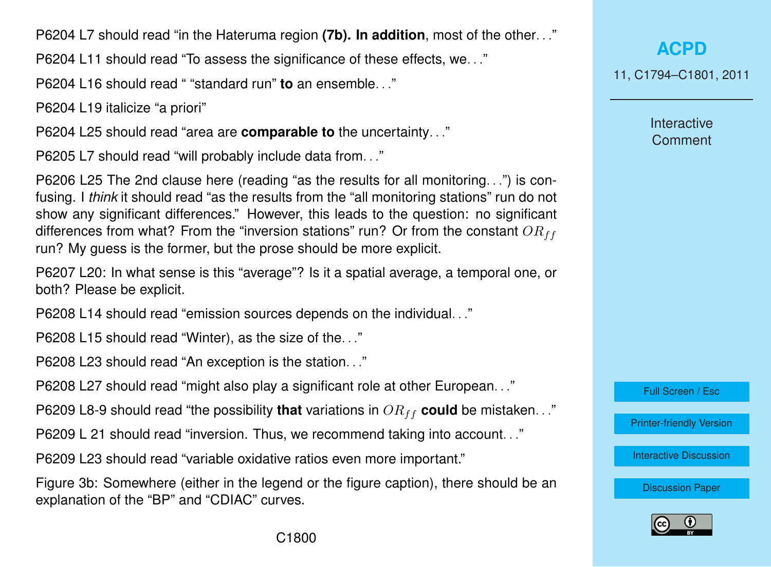P6204 L7 should read “in the Hateruma region **(7b). In addition**, most of the other. . .”

P6204 L11 should read “To assess the significance of these effects, we. . .”

P6204 L16 should read “ “standard run” **to** an ensemble. . .”

P6204 L19 italicize “a priori”

P6204 L25 should read “area are **comparable to** the uncertainty. . .”

P6205 L7 should read “will probably include data from. . .”

P6206 L25 The 2nd clause here (reading “as the results for all monitoring. . .”) is confusing. I *think* it should read “as the results from the “all monitoring stations” run do not show any significant differences.” However, this leads to the question: no significant differences from what? From the “inversion stations” run? Or from the constant $OR_{ff}$ run? My guess is the former, but the prose should be more explicit.

P6207 L20: In what sense is this “average”? Is it a spatial average, a temporal one, or both? Please be explicit.

P6208 L14 should read “emission sources depends on the individual. . .”

P6208 L15 should read “Winter), as the size of the. . .”

P6208 L23 should read “An exception is the station. . .”

P6208 L27 should read “might also play a significant role at other European. . .”

P6209 L8-9 should read “the possibility **that** variations in $OR_{ff}$ **could** be mistaken. . .”

P6209 L 21 should read “inversion. Thus, we recommend taking into account. . .”

P6209 L23 should read “variable oxidative ratios even more important.”

Figure 3b: Somewhere (either in the legend or the figure caption), there should be an explanation of the “BP” and “CDIAC” curves.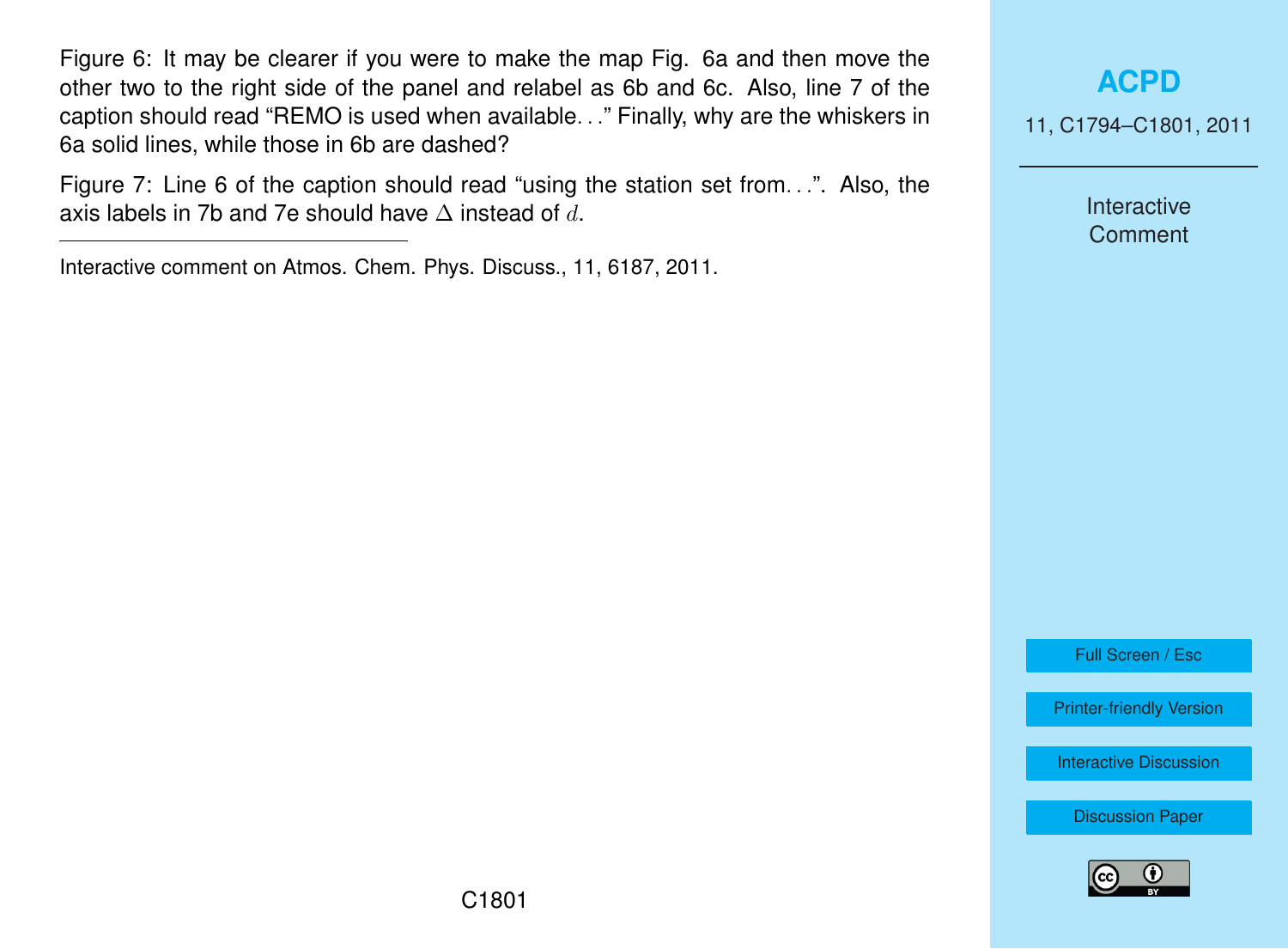Figure 6: It may be clearer if you were to make the map Fig. 6a and then move the other two to the right side of the panel and relabel as 6b and 6c. Also, line 7 of the caption should read "REMO is used when available..." Finally, why are the whiskers in 6a solid lines, while those in 6b are dashed?

Figure 7: Line 6 of the caption should read "using the station set from...". Also, the axis labels in 7b and 7e should have $\Delta$ instead of $d$.

---

Interactive comment on Atmos. Chem. Phys. Discuss., 11, 6187, 2011.